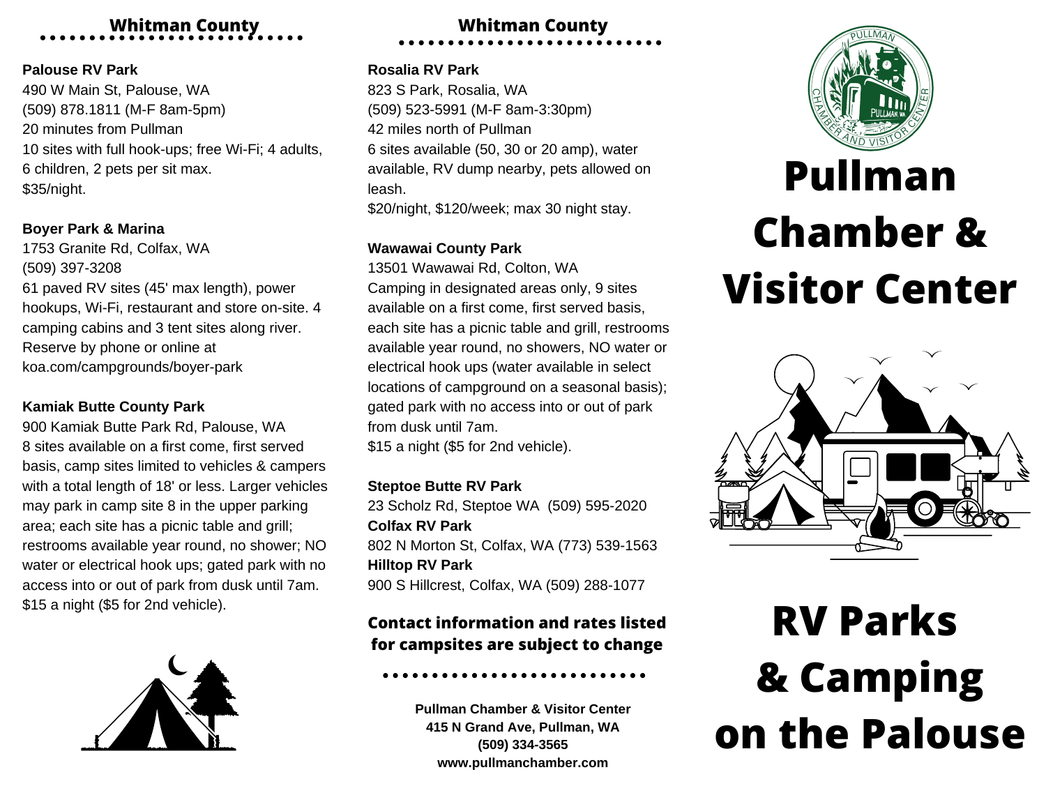## Whitman County

**Palouse RV Park**
490 W Main St, Palouse, WA
(509) 878.1811 (M-F 8am-5pm)
20 minutes from Pullman
10 sites with full hook-ups; free Wi-Fi; 4 adults, 6 children, 2 pets per sit max.
$35/night.

**Boyer Park & Marina**
1753 Granite Rd, Colfax, WA
(509) 397-3208
61 paved RV sites (45' max length), power hookups, Wi-Fi, restaurant and store on-site. 4 camping cabins and 3 tent sites along river. Reserve by phone or online at koa.com/campgrounds/boyer-park

**Kamiak Butte County Park**
900 Kamiak Butte Park Rd, Palouse, WA
8 sites available on a first come, first served basis, camp sites limited to vehicles & campers with a total length of 18' or less. Larger vehicles may park in camp site 8 in the upper parking area; each site has a picnic table and grill; restrooms available year round, no shower; NO water or electrical hook ups; gated park with no access into or out of park from dusk until 7am.
$15 a night ($5 for 2nd vehicle).

## Whitman County

**Rosalia RV Park**
823 S Park, Rosalia, WA
(509) 523-5991 (M-F 8am-3:30pm)
42 miles north of Pullman
6 sites available (50, 30 or 20 amp), water available, RV dump nearby, pets allowed on leash.
$20/night, $120/week; max 30 night stay.

**Wawawai County Park**
13501 Wawawai Rd, Colton, WA
Camping in designated areas only, 9 sites available on a first come, first served basis, each site has a picnic table and grill, restrooms available year round, no showers, NO water or electrical hook ups (water available in select locations of campground on a seasonal basis); gated park with no access into or out of park from dusk until 7am.
$15 a night ($5 for 2nd vehicle).

**Steptoe Butte RV Park**
23 Scholz Rd, Steptoe WA (509) 595-2020
**Colfax RV Park**
802 N Morton St, Colfax, WA (773) 539-1563
**Hilltop RV Park**
900 S Hillcrest, Colfax, WA (509) 288-1077

**Contact information and rates listed for campsites are subject to change**

**Pullman Chamber & Visitor Center**
**415 N Grand Ave, Pullman, WA**
**(509) 334-3565**
**www.pullmanchamber.com**

# Pullman Chamber & Visitor Center

# RV Parks & Camping on the Palouse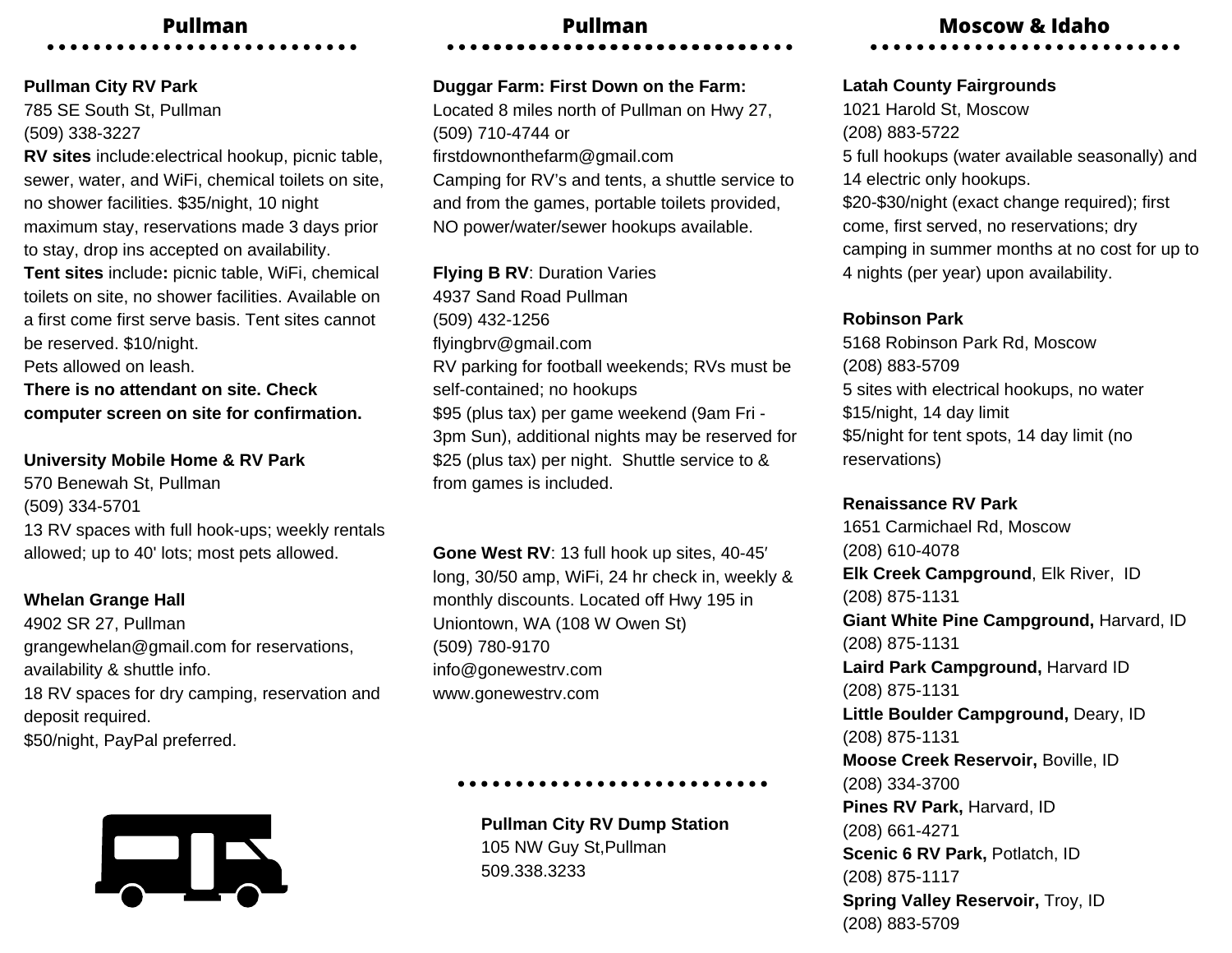## Pullman

**Pullman City RV Park**
785 SE South St, Pullman
(509) 338-3227
**RV sites** include:electrical hookup, picnic table, sewer, water, and WiFi, chemical toilets on site, no shower facilities. $35/night, 10 night maximum stay, reservations made 3 days prior to stay, drop ins accepted on availability.
**Tent sites** include**:** picnic table, WiFi, chemical toilets on site, no shower facilities. Available on a first come first serve basis. Tent sites cannot be reserved. $10/night.
Pets allowed on leash.
**There is no attendant on site. Check computer screen on site for confirmation.**

**University Mobile Home & RV Park**
570 Benewah St, Pullman
(509) 334-5701
13 RV spaces with full hook-ups; weekly rentals allowed; up to 40' lots; most pets allowed.

**Whelan Grange Hall**
4902 SR 27, Pullman
grangewhelan@gmail.com for reservations, availability & shuttle info.
18 RV spaces for dry camping, reservation and deposit required.
$50/night, PayPal preferred.

## Pullman

**Duggar Farm: First Down on the Farm:** Located 8 miles north of Pullman on Hwy 27, (509) 710-4744 or firstdownonthefarm@gmail.com
Camping for RV's and tents, a shuttle service to and from the games, portable toilets provided, NO power/water/sewer hookups available.

**Flying B RV**: Duration Varies
4937 Sand Road Pullman
(509) 432-1256
flyingbrv@gmail.com
RV parking for football weekends; RVs must be self-contained; no hookups
$95 (plus tax) per game weekend (9am Fri - 3pm Sun), additional nights may be reserved for $25 (plus tax) per night. Shuttle service to & from games is included.

**Gone West RV**: 13 full hook up sites, 40-45′ long, 30/50 amp, WiFi, 24 hr check in, weekly & monthly discounts. Located off Hwy 195 in Uniontown, WA (108 W Owen St)
(509) 780-9170
info@gonewestrv.com
www.gonewestrv.com

**Pullman City RV Dump Station**
105 NW Guy St,Pullman
509.338.3233

## Moscow & Idaho

**Latah County Fairgrounds**
1021 Harold St, Moscow
(208) 883-5722
5 full hookups (water available seasonally) and 14 electric only hookups.
$20-$30/night (exact change required); first come, first served, no reservations; dry camping in summer months at no cost for up to 4 nights (per year) upon availability.

**Robinson Park**
5168 Robinson Park Rd, Moscow
(208) 883-5709
5 sites with electrical hookups, no water
$15/night, 14 day limit
$5/night for tent spots, 14 day limit (no reservations)

**Renaissance RV Park**
1651 Carmichael Rd, Moscow
(208) 610-4078
**Elk Creek Campground**, Elk River, ID
(208) 875-1131
**Giant White Pine Campground,** Harvard, ID
(208) 875-1131
**Laird Park Campground,** Harvard ID
(208) 875-1131
**Little Boulder Campground,** Deary, ID
(208) 875-1131
**Moose Creek Reservoir,** Boville, ID
(208) 334-3700
**Pines RV Park,** Harvard, ID
(208) 661-4271
**Scenic 6 RV Park,** Potlatch, ID
(208) 875-1117
**Spring Valley Reservoir,** Troy, ID
(208) 883-5709